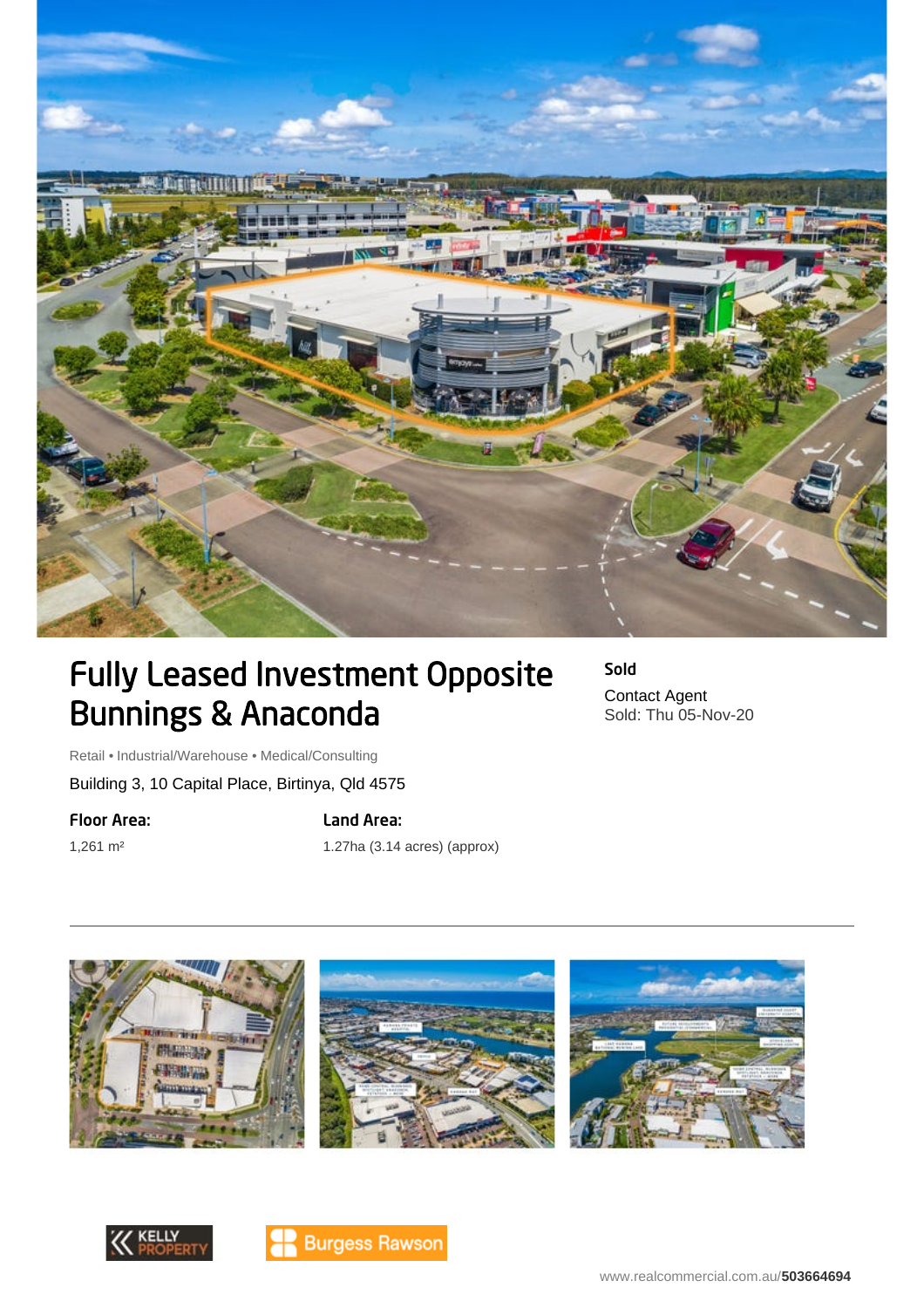# Fully Leased Investment Opposite Bunnings & Anaconda

**Sold**

Contact Agent
Sold: Thu 05-Nov-20

Retail • Industrial/Warehouse • Medical/Consulting

Building 3, 10 Capital Place, Birtinya, Qld 4575

**Floor Area:**

1,261 m²

**Land Area:**

1.27ha (3.14 acres) (approx)

---

KELLY PROPERTY

Burgess Rawson

www.realcommercial.com.au/**503664694**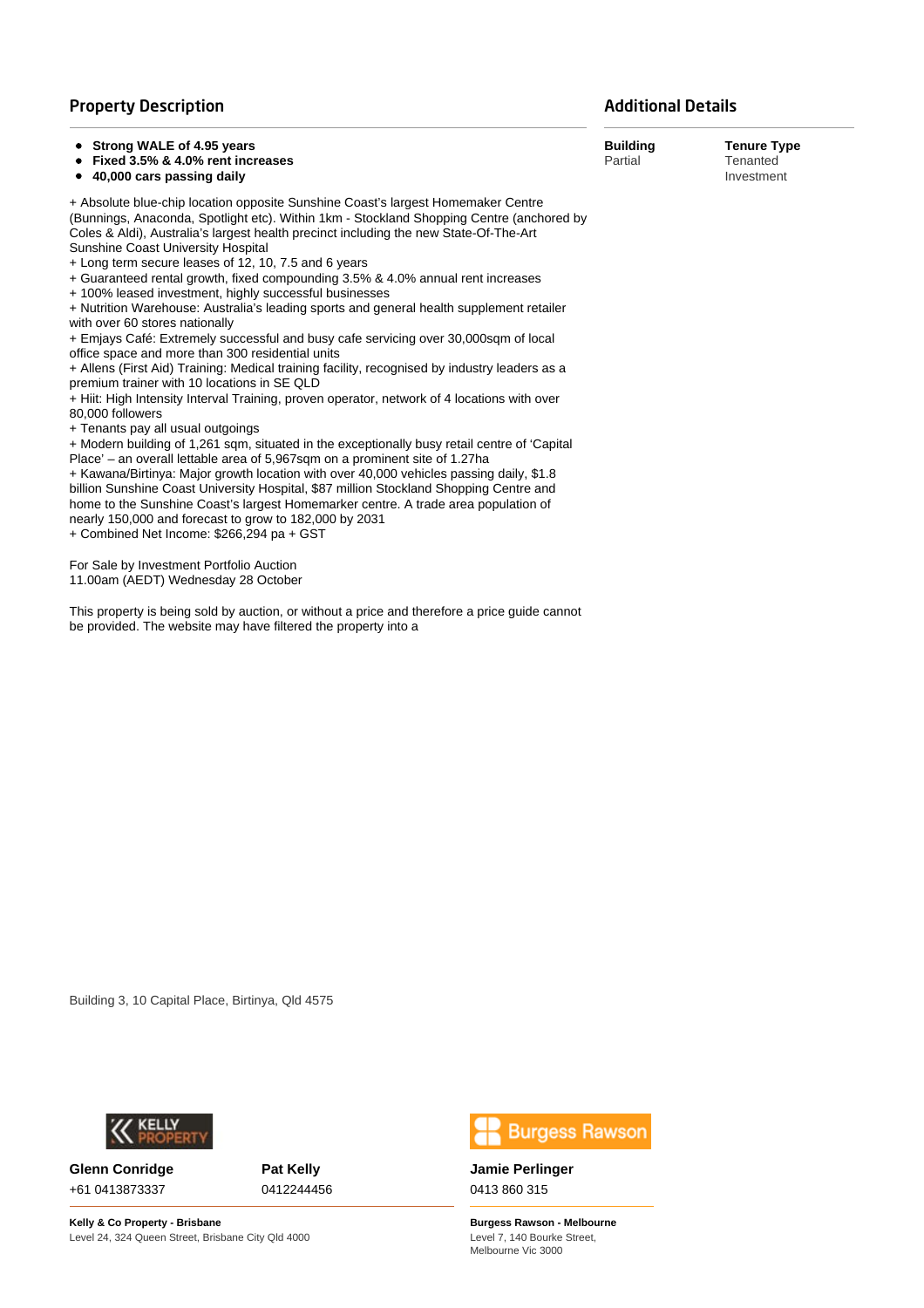## Property Description

- **Strong WALE of 4.95 years**
- **Fixed 3.5% & 4.0% rent increases**
- **40,000 cars passing daily**

+ Absolute blue-chip location opposite Sunshine Coast's largest Homemaker Centre (Bunnings, Anaconda, Spotlight etc). Within 1km - Stockland Shopping Centre (anchored by Coles & Aldi), Australia's largest health precinct including the new State-Of-The-Art Sunshine Coast University Hospital
+ Long term secure leases of 12, 10, 7.5 and 6 years
+ Guaranteed rental growth, fixed compounding 3.5% & 4.0% annual rent increases
+ 100% leased investment, highly successful businesses
+ Nutrition Warehouse: Australia's leading sports and general health supplement retailer with over 60 stores nationally
+ Emjays Café: Extremely successful and busy cafe servicing over 30,000sqm of local office space and more than 300 residential units
+ Allens (First Aid) Training: Medical training facility, recognised by industry leaders as a premium trainer with 10 locations in SE QLD
+ Hiit: High Intensity Interval Training, proven operator, network of 4 locations with over 80,000 followers
+ Tenants pay all usual outgoings
+ Modern building of 1,261 sqm, situated in the exceptionally busy retail centre of 'Capital Place' – an overall lettable area of 5,967sqm on a prominent site of 1.27ha
+ Kawana/Birtinya: Major growth location with over 40,000 vehicles passing daily, $1.8 billion Sunshine Coast University Hospital, $87 million Stockland Shopping Centre and home to the Sunshine Coast's largest Homemarker centre. A trade area population of nearly 150,000 and forecast to grow to 182,000 by 2031
+ Combined Net Income: $266,294 pa + GST

For Sale by Investment Portfolio Auction
11.00am (AEDT) Wednesday 28 October

This property is being sold by auction, or without a price and therefore a price guide cannot be provided. The website may have filtered the property into a

## Additional Details

**Building**
Partial

**Tenure Type**
Tenanted Investment

Building 3, 10 Capital Place, Birtinya, Qld 4575

KELLY PROPERTY

**Glenn Conridge**
+61 0413873337

**Pat Kelly**
0412244456

**Kelly & Co Property - Brisbane**
Level 24, 324 Queen Street, Brisbane City Qld 4000

Burgess Rawson

**Jamie Perlinger**
0413 860 315

**Burgess Rawson - Melbourne**
Level 7, 140 Bourke Street, Melbourne Vic 3000